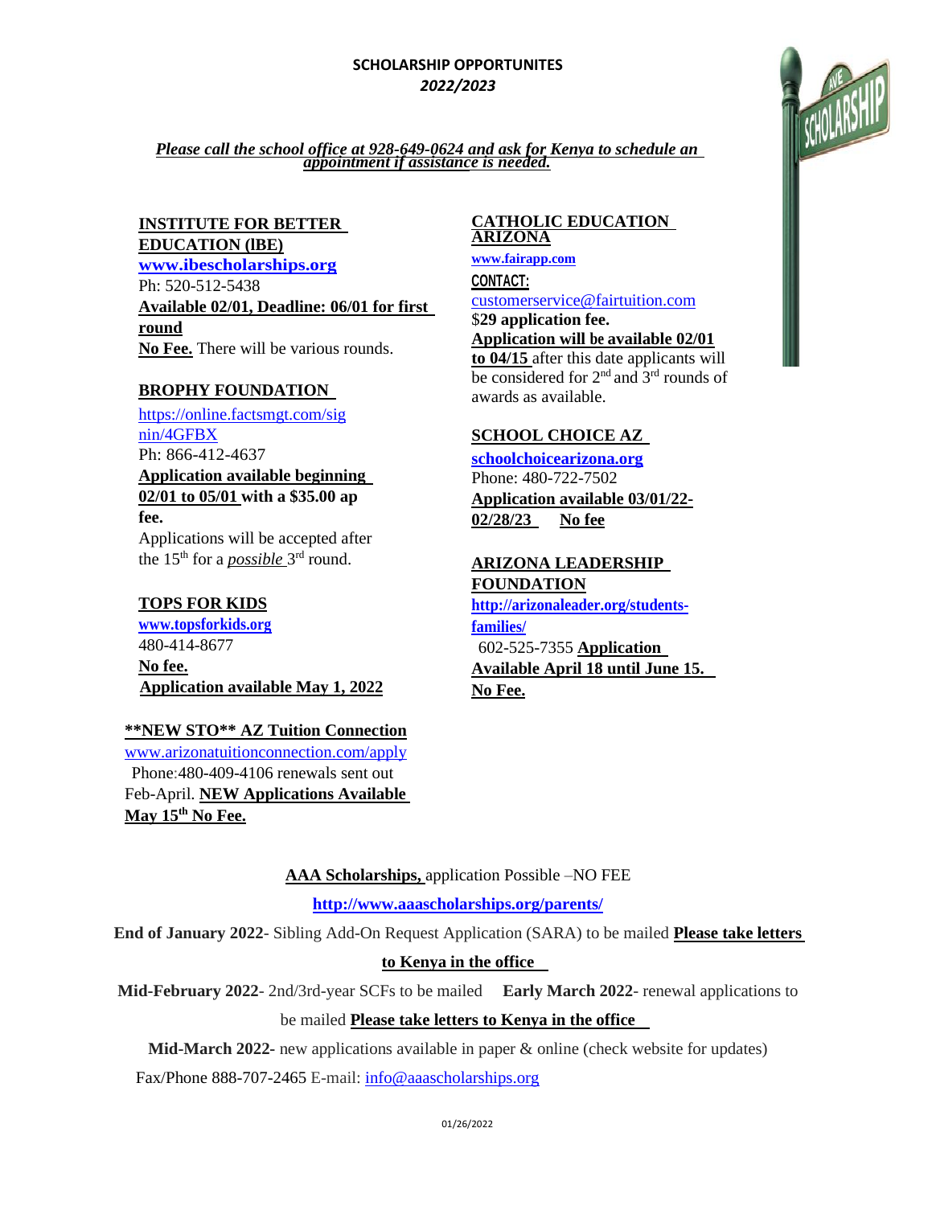**SCHOLARSHIP OPPORTUNITES**
***2022/2023***

***Please call the school office at 928-649-0624 and ask for Kenya to schedule an appointment if assistance is needed.***

**INSTITUTE FOR BETTER EDUCATION (IBE)**
**www.ibescholarships.org**
Ph: 520-512-5438
**Available 02/01, Deadline: 06/01 for first round**
**No Fee.** There will be various rounds.

**BROPHY FOUNDATION**
https://online.factsmgt.com/signin/4GFBX
Ph: 866-412-4637
**Application available beginning 02/01 to 05/01 with a $35.00 ap fee.**
Applications will be accepted after the 15th for a *possible* 3rd round.

**TOPS FOR KIDS**
**www.topsforkids.org**
480-414-8677
**No fee.**
**Application available May 1, 2022**

****NEW STO** AZ Tuition Connection**
www.arizonatuitionconnection.com/apply
Phone:480-409-4106 renewals sent out Feb-April. **NEW Applications Available May 15th No Fee.**

**CATHOLIC EDUCATION ARIZONA**
**www.fairapp.com**
**CONTACT:**
customerservice@fairtuition.com
$**29 application fee.**
**Application will be available 02/01 to 04/15** after this date applicants will be considered for 2nd and 3rd rounds of awards as available.

**SCHOOL CHOICE AZ**
**schoolchoicearizona.org**
Phone: 480-722-7502
**Application available 03/01/22-02/28/23 No fee**

**ARIZONA LEADERSHIP FOUNDATION**
**http://arizonaleader.org/students-families/**
602-525-7355 **Application Available April 18 until June 15. No Fee.**

**AAA Scholarships,** application Possible –NO FEE

**http://www.aaascholarships.org/parents/**

**End of January 2022**- Sibling Add-On Request Application (SARA) to be mailed **Please take letters to Kenya in the office**

**Mid-February 2022**- 2nd/3rd-year SCFs to be mailed **Early March 2022**- renewal applications to be mailed **Please take letters to Kenya in the office**

**Mid-March 2022-** new applications available in paper & online (check website for updates)

Fax/Phone 888-707-2465 E-mail: info@aaascholarships.org

01/26/2022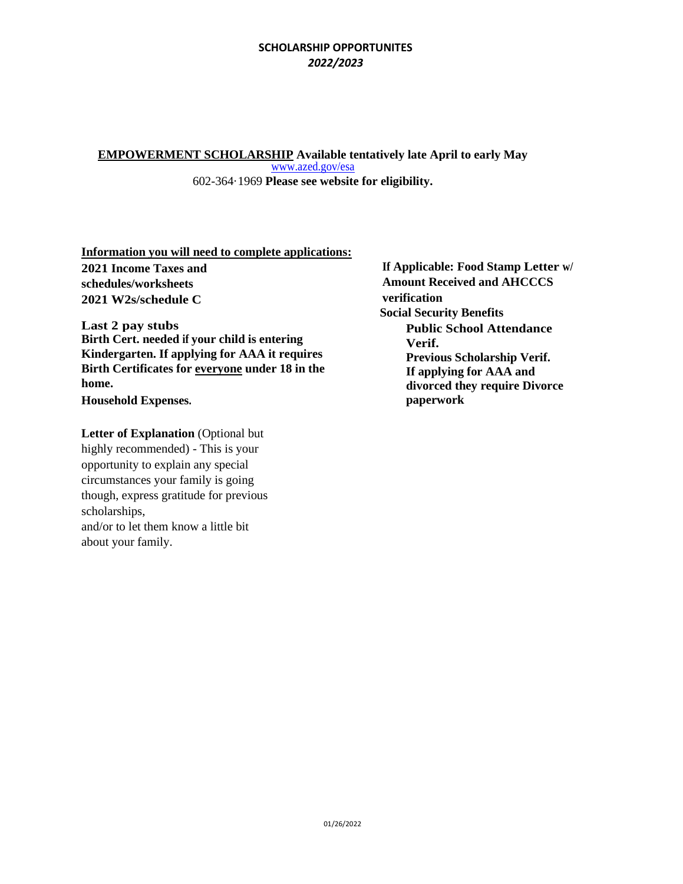# SCHOLARSHIP OPPORTUNITES
***2022/2023***

**<u>EMPOWERMENT SCHOLARSHIP</u> Available tentatively late April to early May**
[www.azed.gov/esa](http://www.azed.gov/esa)
602-364·1969 **Please see website for eligibility.**

**<u>Information you will need to complete applications:</u>**

**2021 Income Taxes and schedules/worksheets**
**2021 W2s/schedule C**

**Last 2 pay stubs**
**Birth Cert. needed if your child is entering Kindergarten. If applying for AAA it requires Birth Certificates for <u>everyone</u> under 18 in the home.**
**Household Expenses.**

**Letter of Explanation** (Optional but highly recommended) - This is your opportunity to explain any special circumstances your family is going though, express gratitude for previous scholarships,
and/or to let them know a little bit about your family.

**If Applicable: Food Stamp Letter w/ Amount Received and AHCCCS verification**
**Social Security Benefits**
**Public School Attendance Verif.**
**Previous Scholarship Verif.**
**If applying for AAA and divorced they require Divorce paperwork**

01/26/2022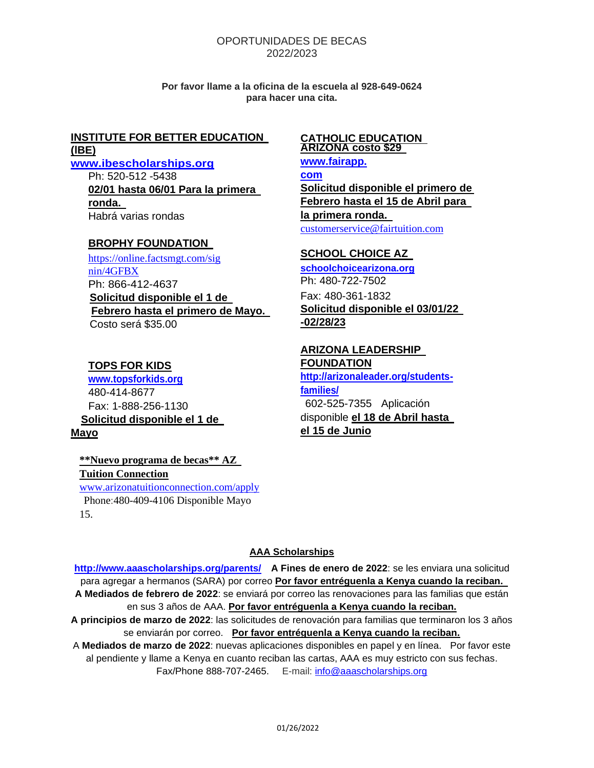# OPORTUNIDADES DE BECAS 2022/2023

**Por favor llame a la oficina de la escuela al 928-649-0624 para hacer una cita.**

## INSTITUTE FOR BETTER EDUCATION (IBE)

**www.ibescholarships.org**

Ph: 520-512 -5438

**02/01 hasta 06/01 Para la primera ronda.**

Habrá varias rondas

## BROPHY FOUNDATION

https://online.factsmgt.com/signin/4GFBX

Ph: 866-412-4637

**Solicitud disponible el 1 de Febrero hasta el primero de Mayo.**

Costo será $35.00

## TOPS FOR KIDS

**www.topsforkids.org**

480-414-8677

Fax: 1-888-256-1130

**Solicitud disponible el 1 de Mayo**

## **Nuevo programa de becas** AZ Tuition Connection

www.arizonatuitionconnection.com/apply

Phone:480-409-4106 Disponible Mayo 15.

## CATHOLIC EDUCATION ARIZONA costo $29

**www.fairapp.com**

**Solicitud disponible el primero de Febrero hasta el 15 de Abril para la primera ronda.**

customerservice@fairtuition.com

## SCHOOL CHOICE AZ

**schoolchoicearizona.org**

Ph: 480-722-7502

Fax: 480-361-1832

**Solicitud disponible el 03/01/22 -02/28/23**

## ARIZONA LEADERSHIP FOUNDATION

**http://arizonaleader.org/students-families/**

602-525-7355 Aplicación disponible **el 18 de Abril hasta el 15 de Junio**

## AAA Scholarships

**http://www.aaascholarships.org/parents/** **A Fines de enero de 2022**: se les enviara una solicitud para agregar a hermanos (SARA) por correo **Por favor entréguenla a Kenya cuando la reciban.**

**A Mediados de febrero de 2022**: se enviará por correo las renovaciones para las familias que están en sus 3 años de AAA. **Por favor entréguenla a Kenya cuando la reciban.**

**A principios de marzo de 2022**: las solicitudes de renovación para familias que terminaron los 3 años se enviarán por correo. **Por favor entréguenla a Kenya cuando la reciban.**

A **Mediados de marzo de 2022**: nuevas aplicaciones disponibles en papel y en línea. Por favor este al pendiente y llame a Kenya en cuanto reciban las cartas, AAA es muy estricto con sus fechas.

Fax/Phone 888-707-2465. E-mail: info@aaascholarships.org

01/26/2022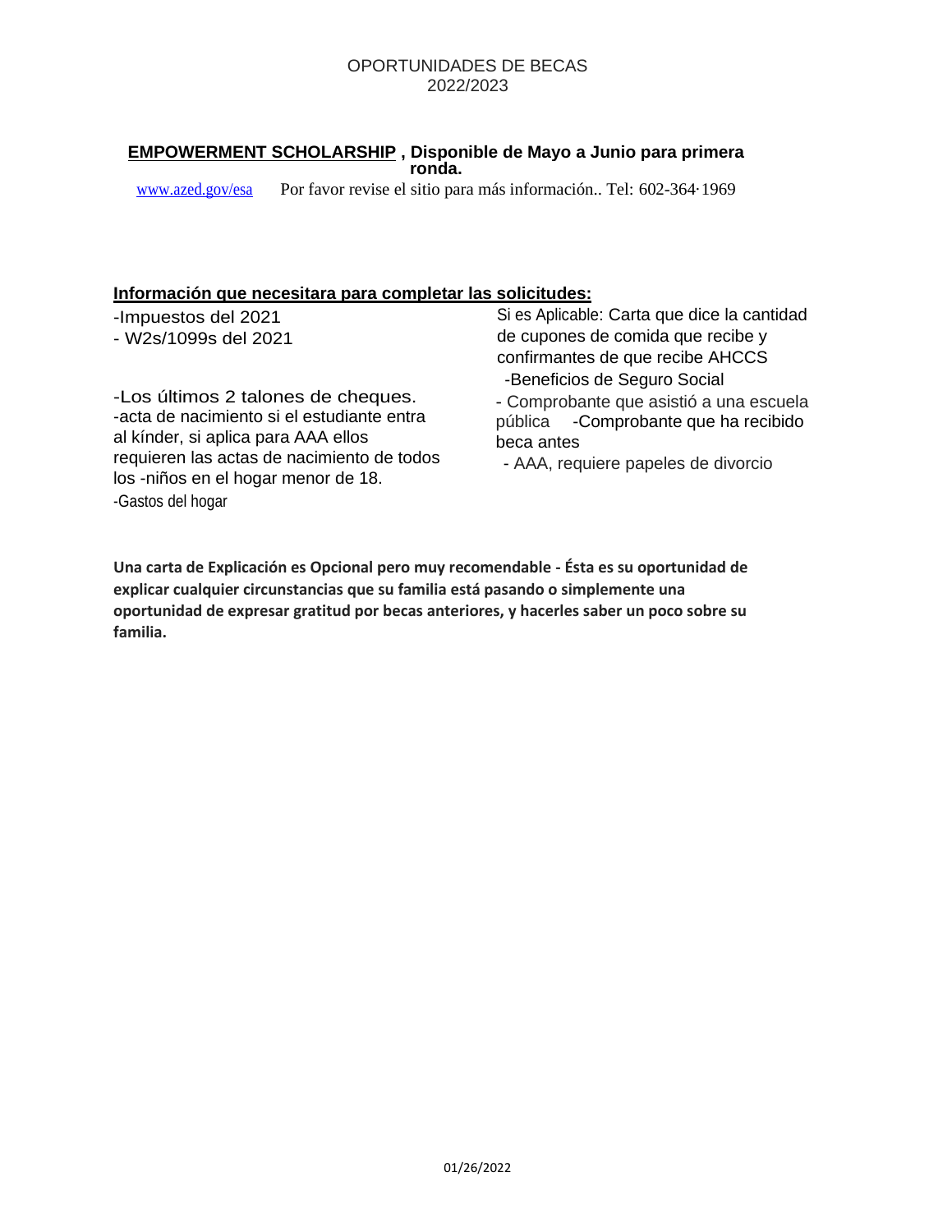OPORTUNIDADES DE BECAS
2022/2023

**EMPOWERMENT SCHOLARSHIP , Disponible de Mayo a Junio para primera ronda.**

www.azed.gov/esa Por favor revise el sitio para más información.. Tel: 602-364·1969

**Información que necesitara para completar las solicitudes:**

-Impuestos del 2021
- W2s/1099s del 2021

-Los últimos 2 talones de cheques.
-acta de nacimiento si el estudiante entra al kínder, si aplica para AAA ellos requieren las actas de nacimiento de todos los -niños en el hogar menor de 18.
-Gastos del hogar

Si es Aplicable: Carta que dice la cantidad de cupones de comida que recibe y confirmantes de que recibe AHCCS
-Beneficios de Seguro Social
- Comprobante que asistió a una escuela pública
-Comprobante que ha recibido beca antes
- AAA, requiere papeles de divorcio

**Una carta de Explicación es Opcional pero muy recomendable - Ésta es su oportunidad de explicar cualquier circunstancias que su familia está pasando o simplemente una oportunidad de expresar gratitud por becas anteriores, y hacerles saber un poco sobre su familia.**

01/26/2022